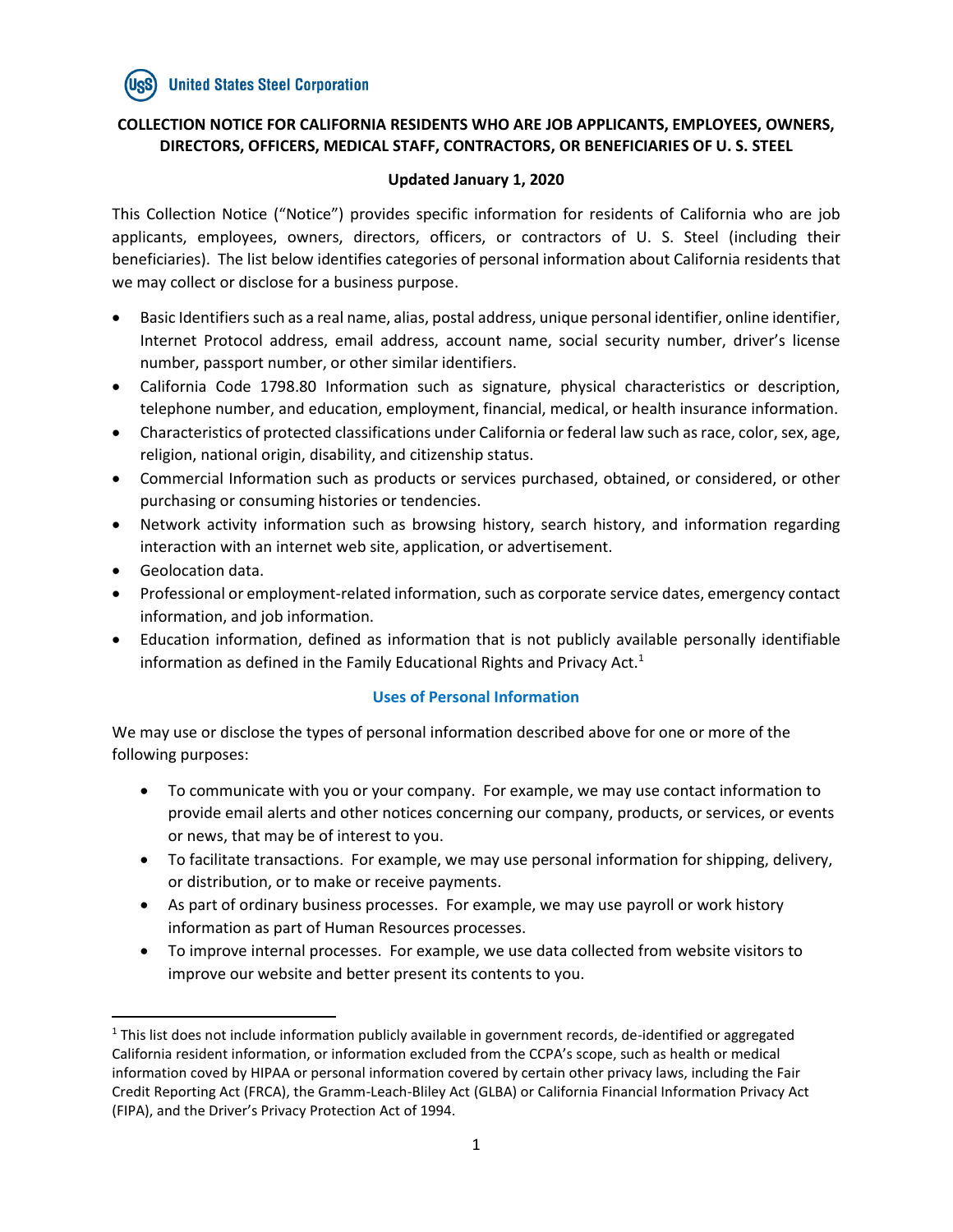**United States Steel Corporation**

## COLLECTION NOTICE FOR CALIFORNIA RESIDENTS WHO ARE JOB APPLICANTS, EMPLOYEES, OWNERS, DIRECTORS, OFFICERS, MEDICAL STAFF, CONTRACTORS, OR BENEFICIARIES OF U. S. STEEL

**Updated January 1, 2020**

This Collection Notice ("Notice") provides specific information for residents of California who are job applicants, employees, owners, directors, officers, or contractors of U. S. Steel (including their beneficiaries). The list below identifies categories of personal information about California residents that we may collect or disclose for a business purpose.

- Basic Identifiers such as a real name, alias, postal address, unique personal identifier, online identifier, Internet Protocol address, email address, account name, social security number, driver's license number, passport number, or other similar identifiers.
- California Code 1798.80 Information such as signature, physical characteristics or description, telephone number, and education, employment, financial, medical, or health insurance information.
- Characteristics of protected classifications under California or federal law such as race, color, sex, age, religion, national origin, disability, and citizenship status.
- Commercial Information such as products or services purchased, obtained, or considered, or other purchasing or consuming histories or tendencies.
- Network activity information such as browsing history, search history, and information regarding interaction with an internet web site, application, or advertisement.
- Geolocation data.
- Professional or employment-related information, such as corporate service dates, emergency contact information, and job information.
- Education information, defined as information that is not publicly available personally identifiable information as defined in the Family Educational Rights and Privacy Act.[1]

### Uses of Personal Information

We may use or disclose the types of personal information described above for one or more of the following purposes:

- To communicate with you or your company. For example, we may use contact information to provide email alerts and other notices concerning our company, products, or services, or events or news, that may be of interest to you.
- To facilitate transactions. For example, we may use personal information for shipping, delivery, or distribution, or to make or receive payments.
- As part of ordinary business processes. For example, we may use payroll or work history information as part of Human Resources processes.
- To improve internal processes. For example, we use data collected from website visitors to improve our website and better present its contents to you.

---

[1] This list does not include information publicly available in government records, de-identified or aggregated California resident information, or information excluded from the CCPA's scope, such as health or medical information coved by HIPAA or personal information covered by certain other privacy laws, including the Fair Credit Reporting Act (FRCA), the Gramm-Leach-Bliley Act (GLBA) or California Financial Information Privacy Act (FIPA), and the Driver's Privacy Protection Act of 1994.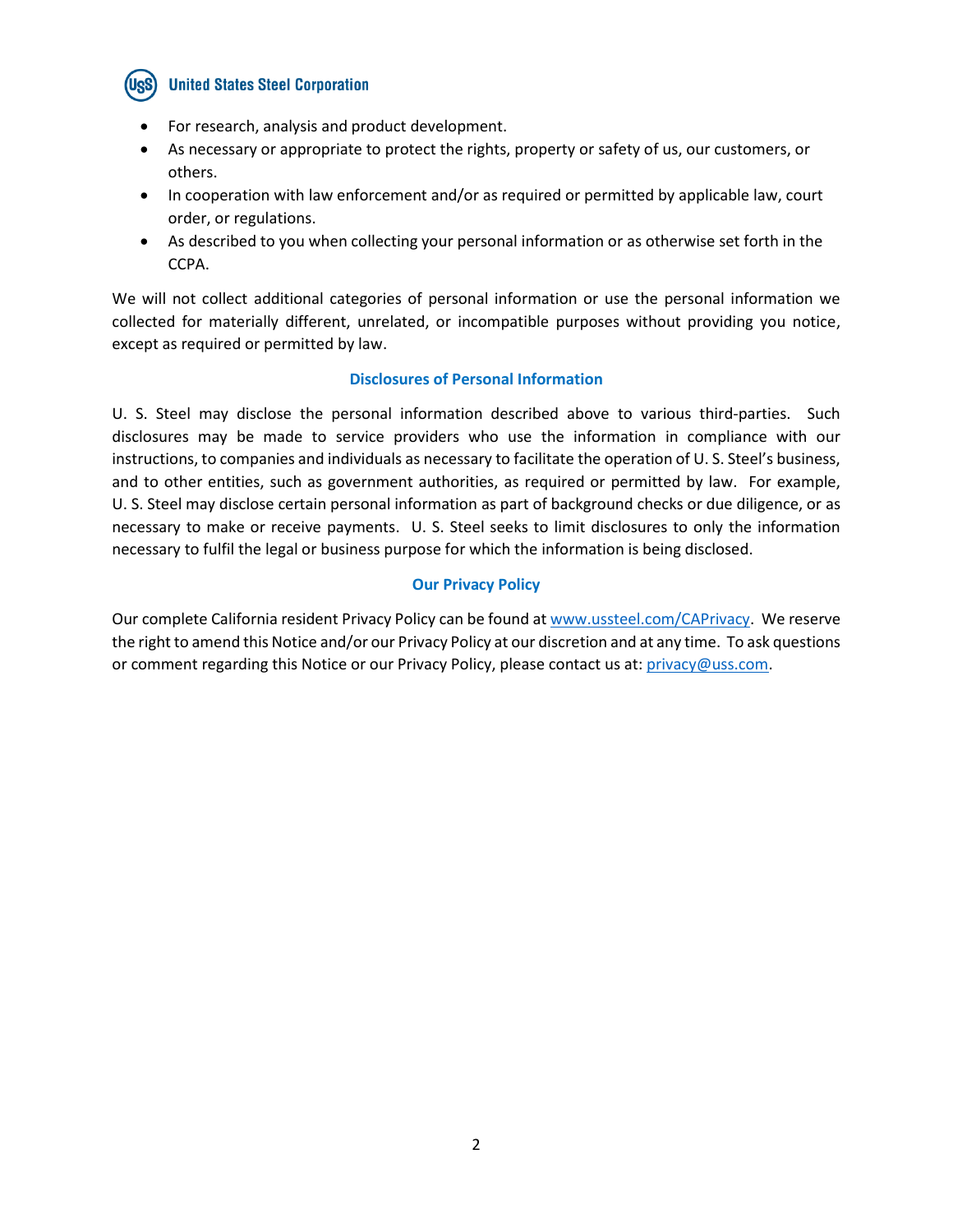- For research, analysis and product development.
- As necessary or appropriate to protect the rights, property or safety of us, our customers, or others.
- In cooperation with law enforcement and/or as required or permitted by applicable law, court order, or regulations.
- As described to you when collecting your personal information or as otherwise set forth in the CCPA.

We will not collect additional categories of personal information or use the personal information we collected for materially different, unrelated, or incompatible purposes without providing you notice, except as required or permitted by law.

## Disclosures of Personal Information

U. S. Steel may disclose the personal information described above to various third-parties. Such disclosures may be made to service providers who use the information in compliance with our instructions, to companies and individuals as necessary to facilitate the operation of U. S. Steel's business, and to other entities, such as government authorities, as required or permitted by law. For example, U. S. Steel may disclose certain personal information as part of background checks or due diligence, or as necessary to make or receive payments. U. S. Steel seeks to limit disclosures to only the information necessary to fulfil the legal or business purpose for which the information is being disclosed.

## Our Privacy Policy

Our complete California resident Privacy Policy can be found at [www.ussteel.com/CAPrivacy](http://www.ussteel.com/CAPrivacy). We reserve the right to amend this Notice and/or our Privacy Policy at our discretion and at any time. To ask questions or comment regarding this Notice or our Privacy Policy, please contact us at: [privacy@uss.com](mailto:privacy@uss.com).